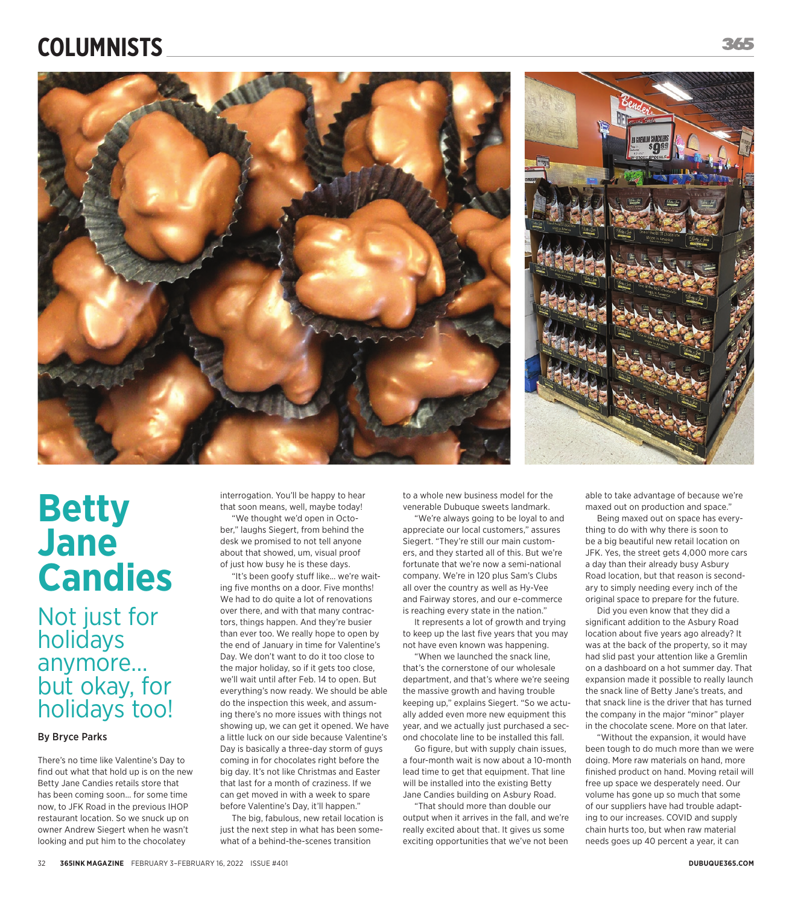# Betty Jane Candies

## Not just for holidays anymore… but okay, for holidays too!

By Bryce Parks

There's no time like Valentine's Day to find out what that hold up is on the new Betty Jane Candies retails store that has been coming soon… for some time now, to JFK Road in the previous IHOP restaurant location. So we snuck up on owner Andrew Siegert when he wasn't looking and put him to the chocolatey interrogation. You'll be happy to hear that soon means, well, maybe today!

"We thought we'd open in October," laughs Siegert, from behind the desk we promised to not tell anyone about that showed, um, visual proof of just how busy he is these days.

"It's been goofy stuff like… we're waiting five months on a door. Five months! We had to do quite a lot of renovations over there, and with that many contractors, things happen. And they're busier than ever too. We really hope to open by the end of January in time for Valentine's Day. We don't want to do it too close to the major holiday, so if it gets too close, we'll wait until after Feb. 14 to open. But everything's now ready. We should be able do the inspection this week, and assuming there's no more issues with things not showing up, we can get it opened. We have a little luck on our side because Valentine's Day is basically a three-day storm of guys coming in for chocolates right before the big day. It's not like Christmas and Easter that last for a month of craziness. If we can get moved in with a week to spare before Valentine's Day, it'll happen."

The big, fabulous, new retail location is just the next step in what has been somewhat of a behind-the-scenes transition to a whole new business model for the venerable Dubuque sweets landmark.

"We're always going to be loyal to and appreciate our local customers," assures Siegert. "They're still our main customers, and they started all of this. But we're fortunate that we're now a semi-national company. We're in 120 plus Sam's Clubs all over the country as well as Hy-Vee and Fairway stores, and our e-commerce is reaching every state in the nation."

It represents a lot of growth and trying to keep up the last five years that you may not have even known was happening.

"When we launched the snack line, that's the cornerstone of our wholesale department, and that's where we're seeing the massive growth and having trouble keeping up," explains Siegert. "So we actually added even more new equipment this year, and we actually just purchased a second chocolate line to be installed this fall.

Go figure, but with supply chain issues, a four-month wait is now about a 10-month lead time to get that equipment. That line will be installed into the existing Betty Jane Candies building on Asbury Road.

"That should more than double our output when it arrives in the fall, and we're really excited about that. It gives us some exciting opportunities that we've not been able to take advantage of because we're maxed out on production and space."

Being maxed out on space has everything to do with why there is soon to be a big beautiful new retail location on JFK. Yes, the street gets 4,000 more cars a day than their already busy Asbury Road location, but that reason is secondary to simply needing every inch of the original space to prepare for the future.

Did you even know that they did a significant addition to the Asbury Road location about five years ago already? It was at the back of the property, so it may had slid past your attention like a Gremlin on a dashboard on a hot summer day. That expansion made it possible to really launch the snack line of Betty Jane's treats, and that snack line is the driver that has turned the company in the major "minor" player in the chocolate scene. More on that later.

"Without the expansion, it would have been tough to do much more than we were doing. More raw materials on hand, more finished product on hand. Moving retail will free up space we desperately need. Our volume has gone up so much that some of our suppliers have had trouble adapting to our increases. COVID and supply chain hurts too, but when raw material needs goes up 40 percent a year, it can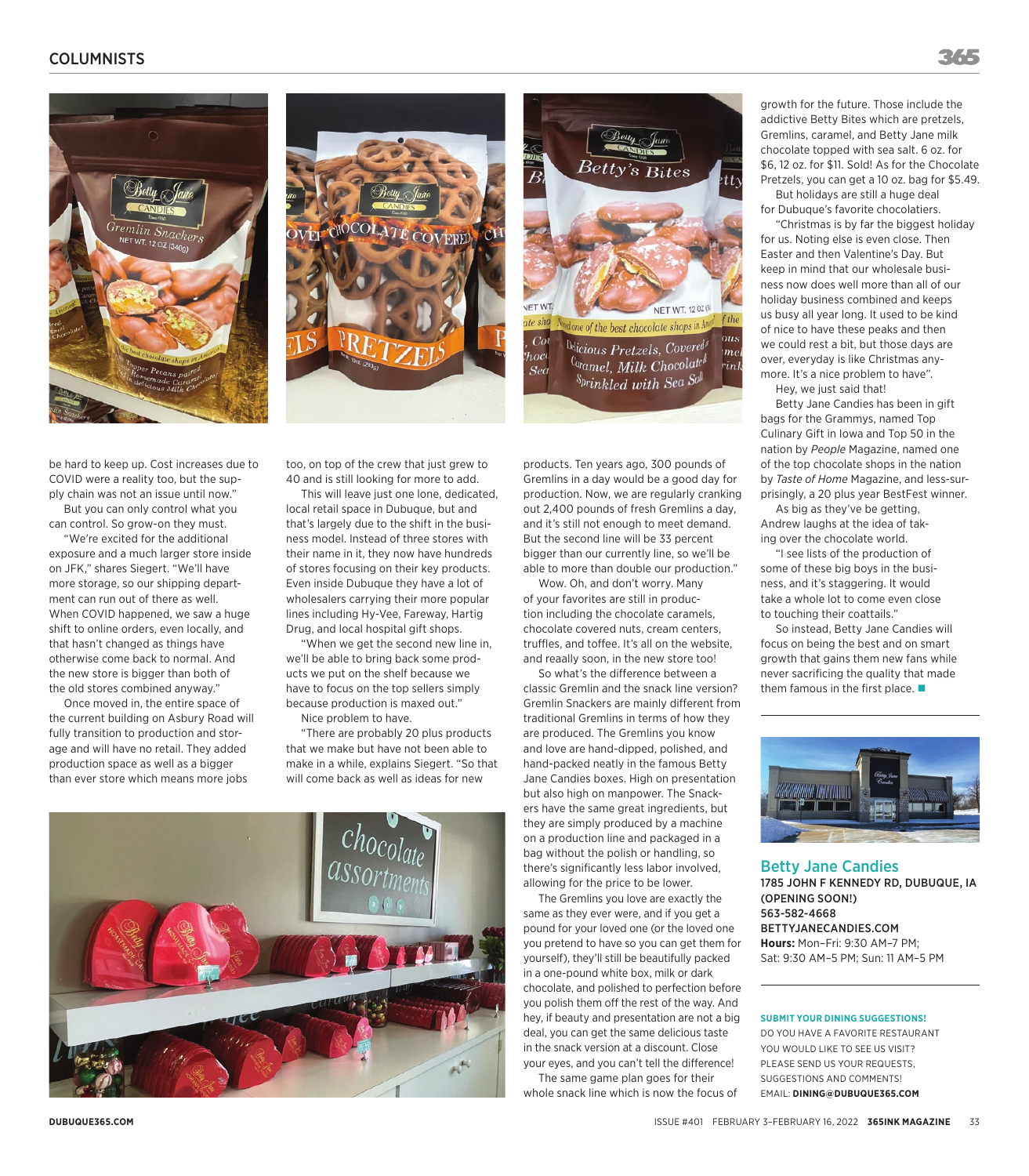be hard to keep up. Cost increases due to COVID were a reality too, but the supply chain was not an issue until now."

But you can only control what you can control. So grow-on they must.

"We're excited for the additional exposure and a much larger store inside on JFK," shares Siegert. "We'll have more storage, so our shipping department can run out of there as well. When COVID happened, we saw a huge shift to online orders, even locally, and that hasn't changed as things have otherwise come back to normal. And the new store is bigger than both of the old stores combined anyway."

Once moved in, the entire space of the current building on Asbury Road will fully transition to production and storage and will have no retail. They added production space as well as a bigger than ever store which means more jobs too, on top of the crew that just grew to 40 and is still looking for more to add.

This will leave just one lone, dedicated, local retail space in Dubuque, but and that's largely due to the shift in the business model. Instead of three stores with their name in it, they now have hundreds of stores focusing on their key products. Even inside Dubuque they have a lot of wholesalers carrying their more popular lines including Hy-Vee, Fareway, Hartig Drug, and local hospital gift shops.

"When we get the second new line in, we'll be able to bring back some products we put on the shelf because we have to focus on the top sellers simply because production is maxed out."

Nice problem to have.

"There are probably 20 plus products that we make but have not been able to make in a while, explains Siegert. "So that will come back as well as ideas for new products. Ten years ago, 300 pounds of Gremlins in a day would be a good day for production. Now, we are regularly cranking out 2,400 pounds of fresh Gremlins a day, and it's still not enough to meet demand. But the second line will be 33 percent bigger than our currently line, so we'll be able to more than double our production."

Wow. Oh, and don't worry. Many of your favorites are still in production including the chocolate caramels, chocolate covered nuts, cream centers, truffles, and toffee. It's all on the website, and reaally soon, in the new store too!

So what's the difference between a classic Gremlin and the snack line version? Gremlin Snackers are mainly different from traditional Gremlins in terms of how they are produced. The Gremlins you know and love are hand-dipped, polished, and hand-packed neatly in the famous Betty Jane Candies boxes. High on presentation but also high on manpower. The Snackers have the same great ingredients, but they are simply produced by a machine on a production line and packaged in a bag without the polish or handling, so there's significantly less labor involved, allowing for the price to be lower.

The Gremlins you love are exactly the same as they ever were, and if you get a pound for your loved one (or the loved one you pretend to have so you can get them for yourself), they'll still be beautifully packed in a one-pound white box, milk or dark chocolate, and polished to perfection before you polish them off the rest of the way. And hey, if beauty and presentation are not a big deal, you can get the same delicious taste in the snack version at a discount. Close your eyes, and you can't tell the difference!

The same game plan goes for their whole snack line which is now the focus of growth for the future. Those include the addictive Betty Bites which are pretzels, Gremlins, caramel, and Betty Jane milk chocolate topped with sea salt. 6 oz. for $6, 12 oz. for $11. Sold! As for the Chocolate Pretzels, you can get a 10 oz. bag for $5.49.

But holidays are still a huge deal for Dubuque's favorite chocolatiers.

"Christmas is by far the biggest holiday for us. Noting else is even close. Then Easter and then Valentine's Day. But keep in mind that our wholesale business now does well more than all of our holiday business combined and keeps us busy all year long. It used to be kind of nice to have these peaks and then we could rest a bit, but those days are over, everyday is like Christmas anymore. It's a nice problem to have".

Hey, we just said that!

Betty Jane Candies has been in gift bags for the Grammys, named Top Culinary Gift in Iowa and Top 50 in the nation by *People* Magazine, named one of the top chocolate shops in the nation by *Taste of Home* Magazine, and less-surprisingly, a 20 plus year BestFest winner.

As big as they've be getting, Andrew laughs at the idea of taking over the chocolate world.

"I see lists of the production of some of these big boys in the business, and it's staggering. It would take a whole lot to come even close to touching their coattails."

So instead, Betty Jane Candies will focus on being the best and on smart growth that gains them new fans while never sacrificing the quality that made them famous in the first place. ■

## Betty Jane Candies

**1785 JOHN F KENNEDY RD, DUBUQUE, IA (OPENING SOON!)**
**563-582-4668**
**BETTYJANECANDIES.COM**
**Hours:** Mon–Fri: 9:30 AM–7 PM; Sat: 9:30 AM–5 PM; Sun: 11 AM–5 PM

**SUBMIT YOUR DINING SUGGESTIONS!**
DO YOU HAVE A FAVORITE RESTAURANT YOU WOULD LIKE TO SEE US VISIT? PLEASE SEND US YOUR REQUESTS, SUGGESTIONS AND COMMENTS!
EMAIL: **DINING@DUBUQUE365.COM**